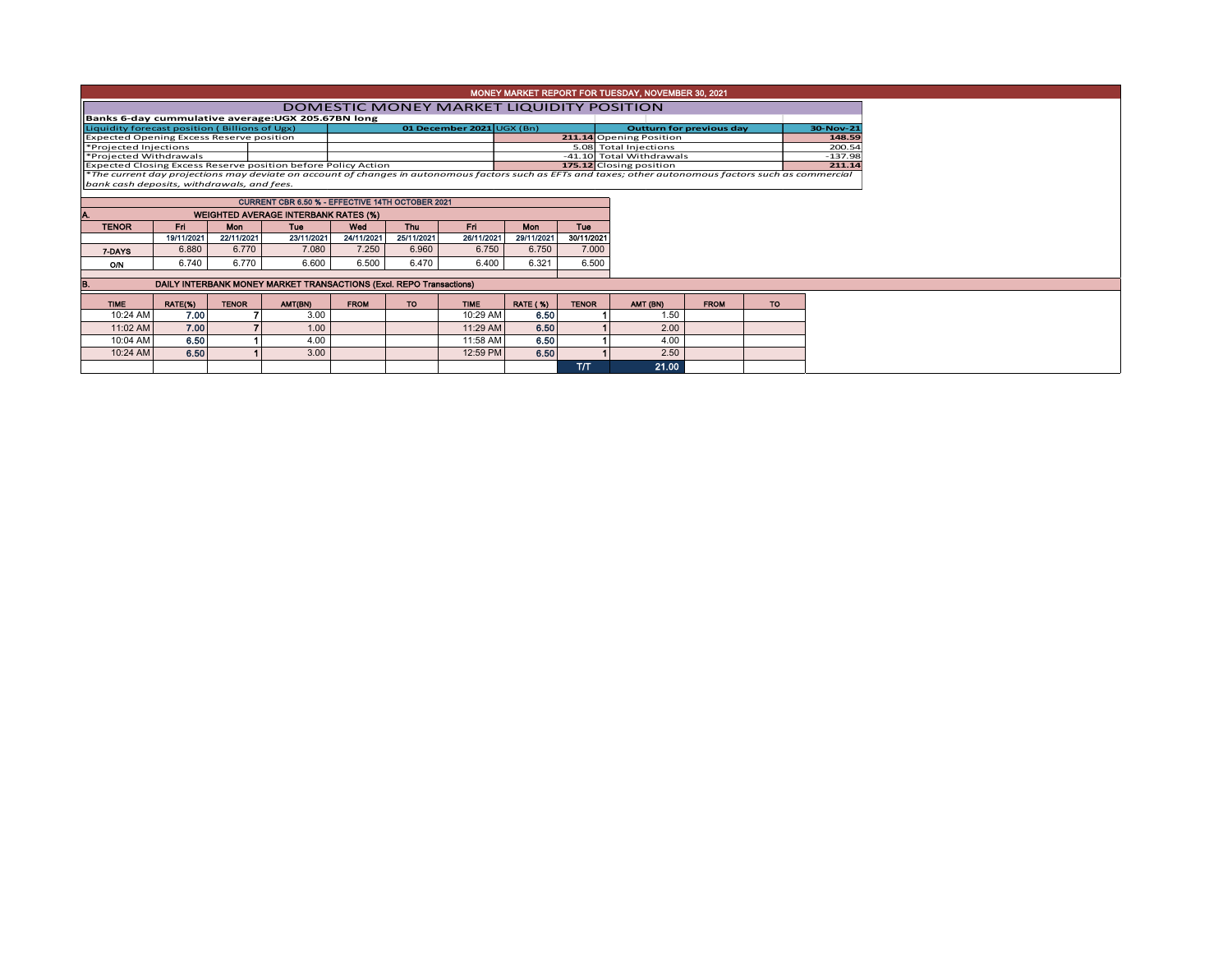# MONEY MARKET REPORT FOR TUESDAY, NOVEMBER 30, 2021

## DOMESTIC MONEY MARKET LIQUIDITY POSITION

**Banks 6-day cummulative average:UGX 205.67BN long**

| Liquidity forecast position ( Billions of Ugx) | 01 December 2021 UGX (Bn) | Outturn for previous day | 30-Nov-21 |
|---|---|---|---|
| Expected Opening Excess Reserve position | 211.14 | Opening Position | 148.59 |
| *Projected Injections | 5.08 | Total Injections | 200.54 |
| *Projected Withdrawals | -41.10 | Total Withdrawals | -137.98 |
| Expected Closing Excess Reserve position before Policy Action | 175.12 | Closing position | 211.14 |

*The current day projections may deviate on account of changes in autonomous factors such as EFTs and taxes; other autonomous factors such as commercial bank cash deposits, withdrawals, and fees.

**CURRENT CBR 6.50 % - EFFECTIVE 14TH OCTOBER 2021**

### A. WEIGHTED AVERAGE INTERBANK RATES (%)

| TENOR | Fri | Mon | Tue | Wed | Thu | Fri | Mon | Tue |
|---|---|---|---|---|---|---|---|---|
| | 19/11/2021 | 22/11/2021 | 23/11/2021 | 24/11/2021 | 25/11/2021 | 26/11/2021 | 29/11/2021 | 30/11/2021 |
| 7-DAYS | 6.880 | 6.770 | 7.080 | 7.250 | 6.960 | 6.750 | 6.750 | 7.000 |
| O/N | 6.740 | 6.770 | 6.600 | 6.500 | 6.470 | 6.400 | 6.321 | 6.500 |

### B. DAILY INTERBANK MONEY MARKET TRANSACTIONS (Excl. REPO Transactions)

| TIME | RATE(%) | TENOR | AMT(BN) | FROM | TO | TIME | RATE ( %) | TENOR | AMT (BN) | FROM | TO |
|---|---|---|---|---|---|---|---|---|---|---|---|
| 10:24 AM | 7.00 | 7 | 3.00 | | | 10:29 AM | 6.50 | 1 | 1.50 | | |
| 11:02 AM | 7.00 | 7 | 1.00 | | | 11:29 AM | 6.50 | 1 | 2.00 | | |
| 10:04 AM | 6.50 | 1 | 4.00 | | | 11:58 AM | 6.50 | 1 | 4.00 | | |
| 10:24 AM | 6.50 | 1 | 3.00 | | | 12:59 PM | 6.50 | 1 | 2.50 | | |
| | | | | | | | | T/T | 21.00 | | |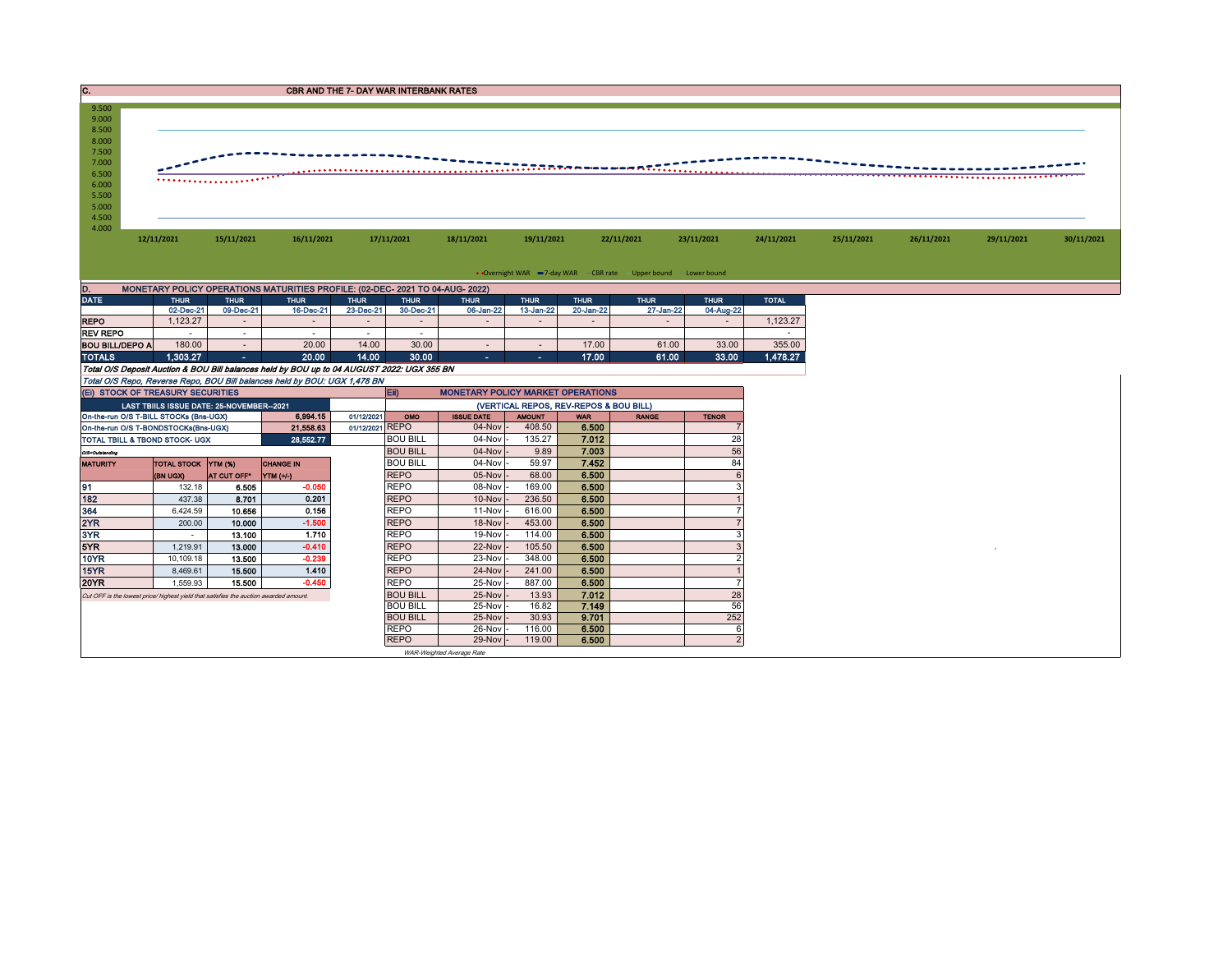## C. CBR AND THE 7- DAY WAR INTERBANK RATES

9.500
9.000
8.500
8.000
7.500
7.000
6.500
6.000
5.500
5.000
4.500
4.000

12/11/2021 15/11/2021 16/11/2021 17/11/2021 18/11/2021 19/11/2021 22/11/2021 23/11/2021 24/11/2021 25/11/2021 26/11/2021 29/11/2021 30/11/2021

Overnight WAR — 7-day WAR — CBR rate — Upper bound — Lower bound

## D. MONETARY POLICY OPERATIONS MATURITIES PROFILE: (02-DEC- 2021 TO 04-AUG- 2022)

| DATE | THUR | THUR | THUR | THUR | THUR | THUR | THUR | THUR | THUR | THUR | TOTAL |
|---|---|---|---|---|---|---|---|---|---|---|---|
| | 02-Dec-21 | 09-Dec-21 | 16-Dec-21 | 23-Dec-21 | 30-Dec-21 | 06-Jan-22 | 13-Jan-22 | 20-Jan-22 | 27-Jan-22 | 04-Aug-22 | |
| REPO | 1,123.27 | - | - | - | - | - | - | - | - | - | 1,123.27 |
| REV REPO | - | - | - | - | - | | | | | | - |
| BOU BILL/DEPO A | 180.00 | - | 20.00 | 14.00 | 30.00 | - | - | 17.00 | 61.00 | 33.00 | 355.00 |
| TOTALS | 1,303.27 | - | 20.00 | 14.00 | 30.00 | - | - | 17.00 | 61.00 | 33.00 | 1,478.27 |

*Total O/S Deposit Auction & BOU Bill balances held by BOU up to 04 AUGUST 2022: UGX 355 BN*

*Total O/S Repo, Reverse Repo, BOU Bill balances held by BOU: UGX 1,478 BN*

## (Ei) STOCK OF TREASURY SECURITIES

| LAST TBIILS ISSUE DATE: 25-NOVEMBER--2021 | | |
|---|---|---|
| On-the-run O/S T-BILL STOCKs (Bns-UGX) | 6,994.15 | 01/12/2021 |
| On-the-run O/S T-BONDSTOCKs(Bns-UGX) | 21,558.63 | 01/12/2021 |
| TOTAL TBILL & TBOND STOCK- UGX | 28,552.77 | |

*O/S=Outstanding*

| MATURITY | TOTAL STOCK (BN UGX) | YTM (%) AT CUT OFF* | CHANGE IN YTM (+/-) |
|---|---|---|---|
| 91 | 132.18 | 6.505 | -0.050 |
| 182 | 437.38 | 8.701 | 0.201 |
| 364 | 6,424.59 | 10.656 | 0.156 |
| 2YR | 200.00 | 10.000 | -1.500 |
| 3YR | - | 13.100 | 1.710 |
| 5YR | 1,219.91 | 13.000 | -0.410 |
| 10YR | 10,109.18 | 13.500 | -0.239 |
| 15YR | 8,469.61 | 15.500 | 1.410 |
| 20YR | 1,559.93 | 15.500 | -0.450 |

*Cut OFF is the lowest price/ highest yield that satisfies the auction awarded amount.*

## Eii) MONETARY POLICY MARKET OPERATIONS

(VERTICAL REPOS, REV-REPOS & BOU BILL)

| OMO | ISSUE DATE | AMOUNT | WAR | RANGE | TENOR |
|---|---|---|---|---|---|
| REPO | 04-Nov | 408.50 | 6.500 | | 7 |
| BOU BILL | 04-Nov | 135.27 | 7.012 | | 28 |
| BOU BILL | 04-Nov | 9.89 | 7.003 | | 56 |
| BOU BILL | 04-Nov | 59.97 | 7.452 | | 84 |
| REPO | 05-Nov | 68.00 | 6.500 | | 6 |
| REPO | 08-Nov | 169.00 | 6.500 | | 3 |
| REPO | 10-Nov | 236.50 | 6.500 | | 1 |
| REPO | 11-Nov | 616.00 | 6.500 | | 7 |
| REPO | 18-Nov | 453.00 | 6.500 | | 7 |
| REPO | 19-Nov | 114.00 | 6.500 | | 3 |
| REPO | 22-Nov | 105.50 | 6.500 | | 3 |
| REPO | 23-Nov | 348.00 | 6.500 | | 2 |
| REPO | 24-Nov | 241.00 | 6.500 | | 1 |
| REPO | 25-Nov | 887.00 | 6.500 | | 7 |
| BOU BILL | 25-Nov | 13.93 | 7.012 | | 28 |
| BOU BILL | 25-Nov | 16.82 | 7.149 | | 56 |
| BOU BILL | 25-Nov | 30.93 | 9.701 | | 252 |
| REPO | 26-Nov | 116.00 | 6.500 | | 6 |
| REPO | 29-Nov | 119.00 | 6.500 | | 2 |

*WAR-Weighted Average Rate*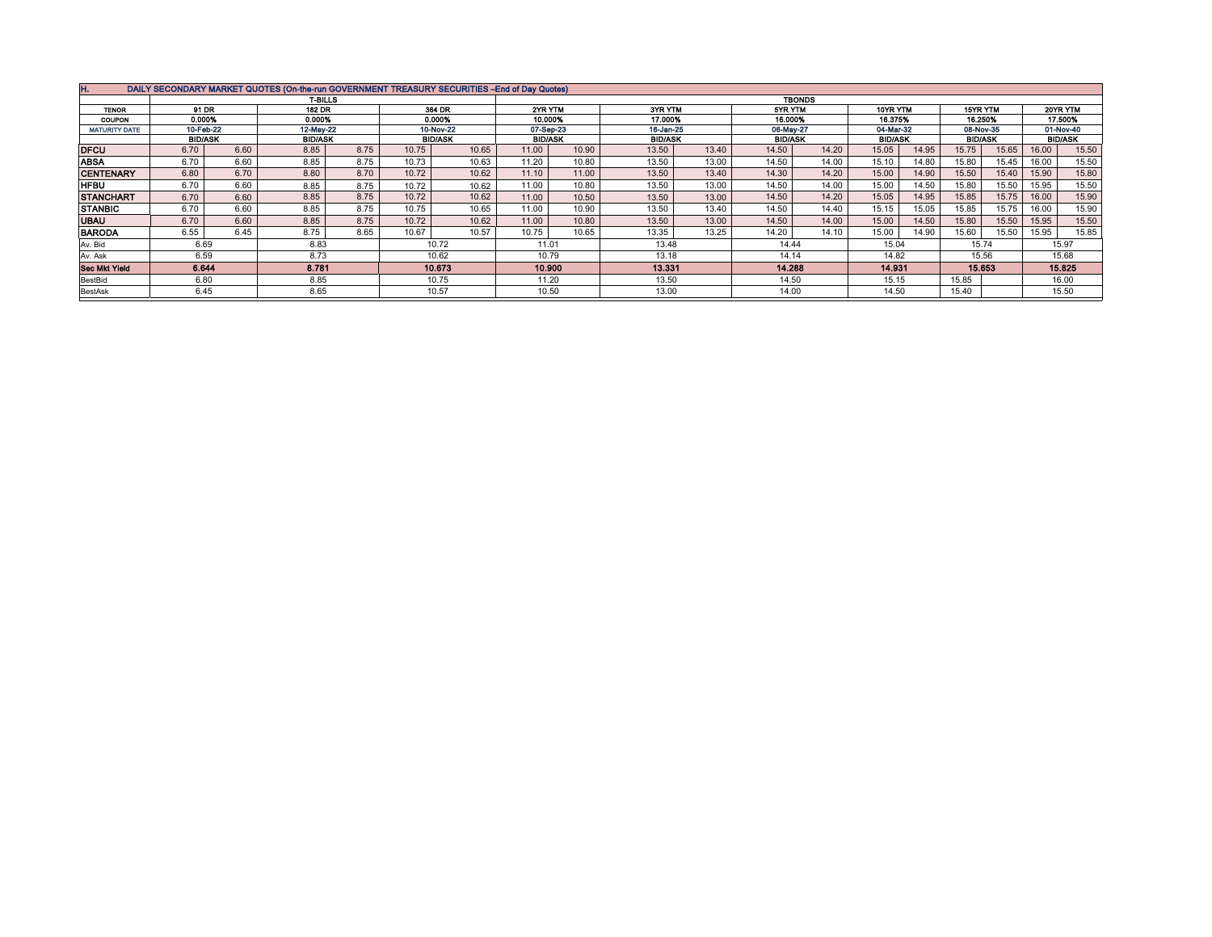| H. | DAILY SECONDARY MARKET QUOTES (On-the-run GOVERNMENT TREASURY SECURITIES –End of Day Quotes) | | | | | | | | | | | | | | | | | |
|---|---|---|---|---|---|---|---|---|---|---|---|---|---|---|---|---|---|---|
| | T-BILLS | | | | | | TBONDS | | | | | | | | | | | |
| TENOR | 91 DR | | 182 DR | | 364 DR | | 2YR YTM | | 3YR YTM | | 5YR YTM | | 10YR YTM | | 15YR YTM | | 20YR YTM | |
| COUPON | 0.000% | | 0.000% | | 0.000% | | 10.000% | | 17.000% | | 16.000% | | 16.375% | | 16.250% | | 17.500% | |
| MATURITY DATE | 10-Feb-22 | | 12-May-22 | | 10-Nov-22 | | 07-Sep-23 | | 16-Jan-25 | | 06-May-27 | | 04-Mar-32 | | 08-Nov-35 | | 01-Nov-40 | |
| | BID/ASK | | BID/ASK | | BID/ASK | | BID/ASK | | BID/ASK | | BID/ASK | | BID/ASK | | BID/ASK | | BID/ASK | |
| **DFCU** | 6.70 | 6.60 | 8.85 | 8.75 | 10.75 | 10.65 | 11.00 | 10.90 | 13.50 | 13.40 | 14.50 | 14.20 | 15.05 | 14.95 | 15.75 | 15.65 | 16.00 | 15.50 |
| **ABSA** | 6.70 | 6.60 | 8.85 | 8.75 | 10.73 | 10.63 | 11.20 | 10.80 | 13.50 | 13.00 | 14.50 | 14.00 | 15.10 | 14.80 | 15.80 | 15.45 | 16.00 | 15.50 |
| **CENTENARY** | 6.80 | 6.70 | 8.80 | 8.70 | 10.72 | 10.62 | 11.10 | 11.00 | 13.50 | 13.40 | 14.30 | 14.20 | 15.00 | 14.90 | 15.50 | 15.40 | 15.90 | 15.80 |
| **HFBU** | 6.70 | 6.60 | 8.85 | 8.75 | 10.72 | 10.62 | 11.00 | 10.80 | 13.50 | 13.00 | 14.50 | 14.00 | 15.00 | 14.50 | 15.80 | 15.50 | 15.95 | 15.50 |
| **STANCHART** | 6.70 | 6.60 | 8.85 | 8.75 | 10.72 | 10.62 | 11.00 | 10.50 | 13.50 | 13.00 | 14.50 | 14.20 | 15.05 | 14.95 | 15.85 | 15.75 | 16.00 | 15.90 |
| **STANBIC** | 6.70 | 6.60 | 8.85 | 8.75 | 10.75 | 10.65 | 11.00 | 10.90 | 13.50 | 13.40 | 14.50 | 14.40 | 15.15 | 15.05 | 15.85 | 15.75 | 16.00 | 15.90 |
| **UBAU** | 6.70 | 6.60 | 8.85 | 8.75 | 10.72 | 10.62 | 11.00 | 10.80 | 13.50 | 13.00 | 14.50 | 14.00 | 15.00 | 14.50 | 15.80 | 15.50 | 15.95 | 15.50 |
| **BARODA** | 6.55 | 6.45 | 8.75 | 8.65 | 10.67 | 10.57 | 10.75 | 10.65 | 13.35 | 13.25 | 14.20 | 14.10 | 15.00 | 14.90 | 15.60 | 15.50 | 15.95 | 15.85 |
| Av. Bid | 6.69 | | 8.83 | | 10.72 | | 11.01 | | 13.48 | | 14.44 | | 15.04 | | 15.74 | | 15.97 | |
| Av. Ask | 6.59 | | 8.73 | | 10.62 | | 10.79 | | 13.18 | | 14.14 | | 14.82 | | 15.56 | | 15.68 | |
| **Sec Mkt Yield** | **6.644** | | **8.781** | | **10.673** | | **10.900** | | **13.331** | | **14.288** | | **14.931** | | **15.653** | | **15.825** | |
| BestBid | 6.80 | | 8.85 | | 10.75 | | 11.20 | | 13.50 | | 14.50 | | 15.15 | | 15.85 | | 16.00 | |
| BestAsk | 6.45 | | 8.65 | | 10.57 | | 10.50 | | 13.00 | | 14.00 | | 14.50 | | 15.40 | | 15.50 | |